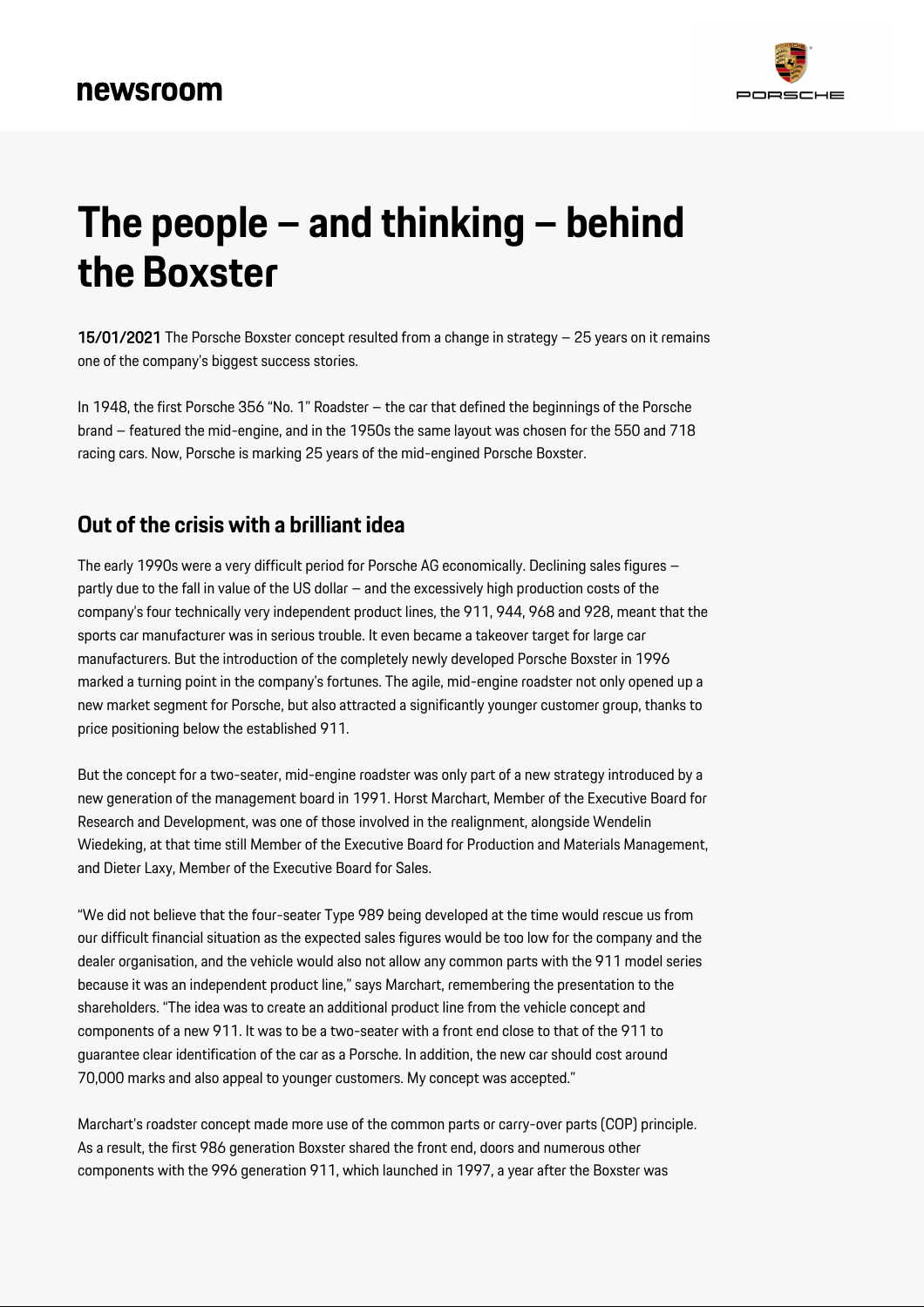newsroom

# The people – and thinking – behind the Boxster

**15/01/2021** The Porsche Boxster concept resulted from a change in strategy – 25 years on it remains one of the company's biggest success stories.

In 1948, the first Porsche 356 "No. 1" Roadster – the car that defined the beginnings of the Porsche brand – featured the mid-engine, and in the 1950s the same layout was chosen for the 550 and 718 racing cars. Now, Porsche is marking 25 years of the mid-engined Porsche Boxster.

## Out of the crisis with a brilliant idea

The early 1990s were a very difficult period for Porsche AG economically. Declining sales figures – partly due to the fall in value of the US dollar – and the excessively high production costs of the company's four technically very independent product lines, the 911, 944, 968 and 928, meant that the sports car manufacturer was in serious trouble. It even became a takeover target for large car manufacturers. But the introduction of the completely newly developed Porsche Boxster in 1996 marked a turning point in the company's fortunes. The agile, mid-engine roadster not only opened up a new market segment for Porsche, but also attracted a significantly younger customer group, thanks to price positioning below the established 911.

But the concept for a two-seater, mid-engine roadster was only part of a new strategy introduced by a new generation of the management board in 1991. Horst Marchart, Member of the Executive Board for Research and Development, was one of those involved in the realignment, alongside Wendelin Wiedeking, at that time still Member of the Executive Board for Production and Materials Management, and Dieter Laxy, Member of the Executive Board for Sales.

"We did not believe that the four-seater Type 989 being developed at the time would rescue us from our difficult financial situation as the expected sales figures would be too low for the company and the dealer organisation, and the vehicle would also not allow any common parts with the 911 model series because it was an independent product line," says Marchart, remembering the presentation to the shareholders. "The idea was to create an additional product line from the vehicle concept and components of a new 911. It was to be a two-seater with a front end close to that of the 911 to guarantee clear identification of the car as a Porsche. In addition, the new car should cost around 70,000 marks and also appeal to younger customers. My concept was accepted."

Marchart's roadster concept made more use of the common parts or carry-over parts (COP) principle. As a result, the first 986 generation Boxster shared the front end, doors and numerous other components with the 996 generation 911, which launched in 1997, a year after the Boxster was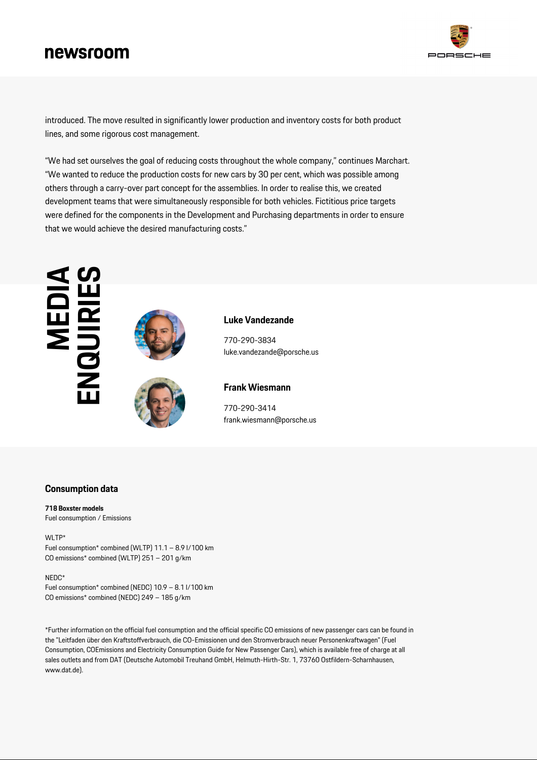introduced. The move resulted in significantly lower production and inventory costs for both product lines, and some rigorous cost management.

"We had set ourselves the goal of reducing costs throughout the whole company," continues Marchart. "We wanted to reduce the production costs for new cars by 30 per cent, which was possible among others through a carry-over part concept for the assemblies. In order to realise this, we created development teams that were simultaneously responsible for both vehicles. Fictitious price targets were defined for the components in the Development and Purchasing departments in order to ensure that we would achieve the desired manufacturing costs."

## MEDIA ENQUIRIES

**Luke Vandezande**

770-290-3834
luke.vandezande@porsche.us

**Frank Wiesmann**

770-290-3414
frank.wiesmann@porsche.us

## Consumption data

**718 Boxster models**
Fuel consumption / Emissions

WLTP*
Fuel consumption* combined (WLTP) 11.1 – 8.9 l/100 km
CO emissions* combined (WLTP) 251 – 201 g/km

NEDC*
Fuel consumption* combined (NEDC) 10.9 – 8.1 l/100 km
CO emissions* combined (NEDC) 249 – 185 g/km

*Further information on the official fuel consumption and the official specific CO emissions of new passenger cars can be found in the "Leitfaden über den Kraftstoffverbrauch, die CO-Emissionen und den Stromverbrauch neuer Personenkraftwagen" (Fuel Consumption, COEmissions and Electricity Consumption Guide for New Passenger Cars), which is available free of charge at all sales outlets and from DAT (Deutsche Automobil Treuhand GmbH, Helmuth-Hirth-Str. 1, 73760 Ostfildern-Scharnhausen, www.dat.de).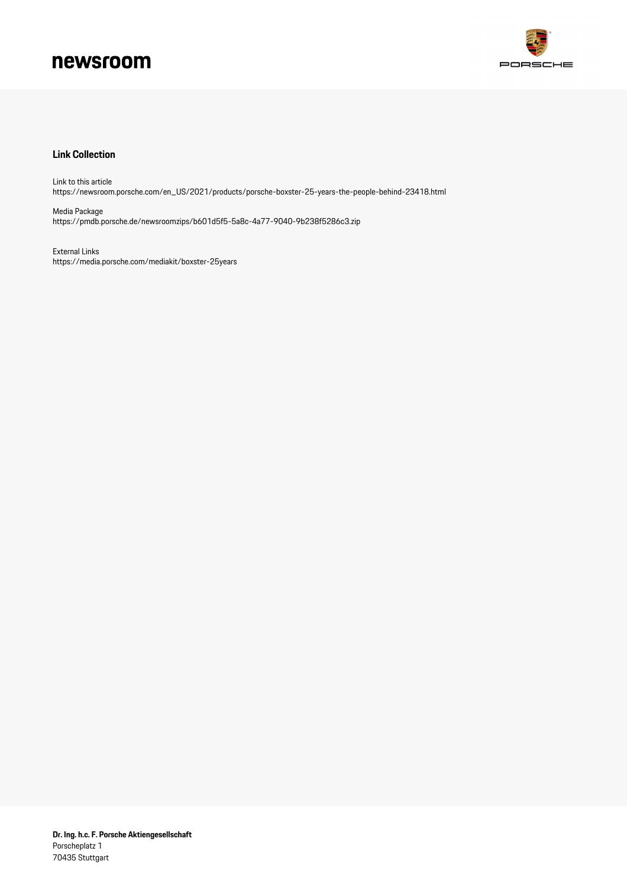## Link Collection

Link to this article
https://newsroom.porsche.com/en_US/2021/products/porsche-boxster-25-years-the-people-behind-23418.html

Media Package
https://pmdb.porsche.de/newsroomzips/b601d5f5-5a8c-4a77-9040-9b238f5286c3.zip

External Links
https://media.porsche.com/mediakit/boxster-25years

**Dr. Ing. h.c. F. Porsche Aktiengesellschaft**
Porscheplatz 1
70435 Stuttgart